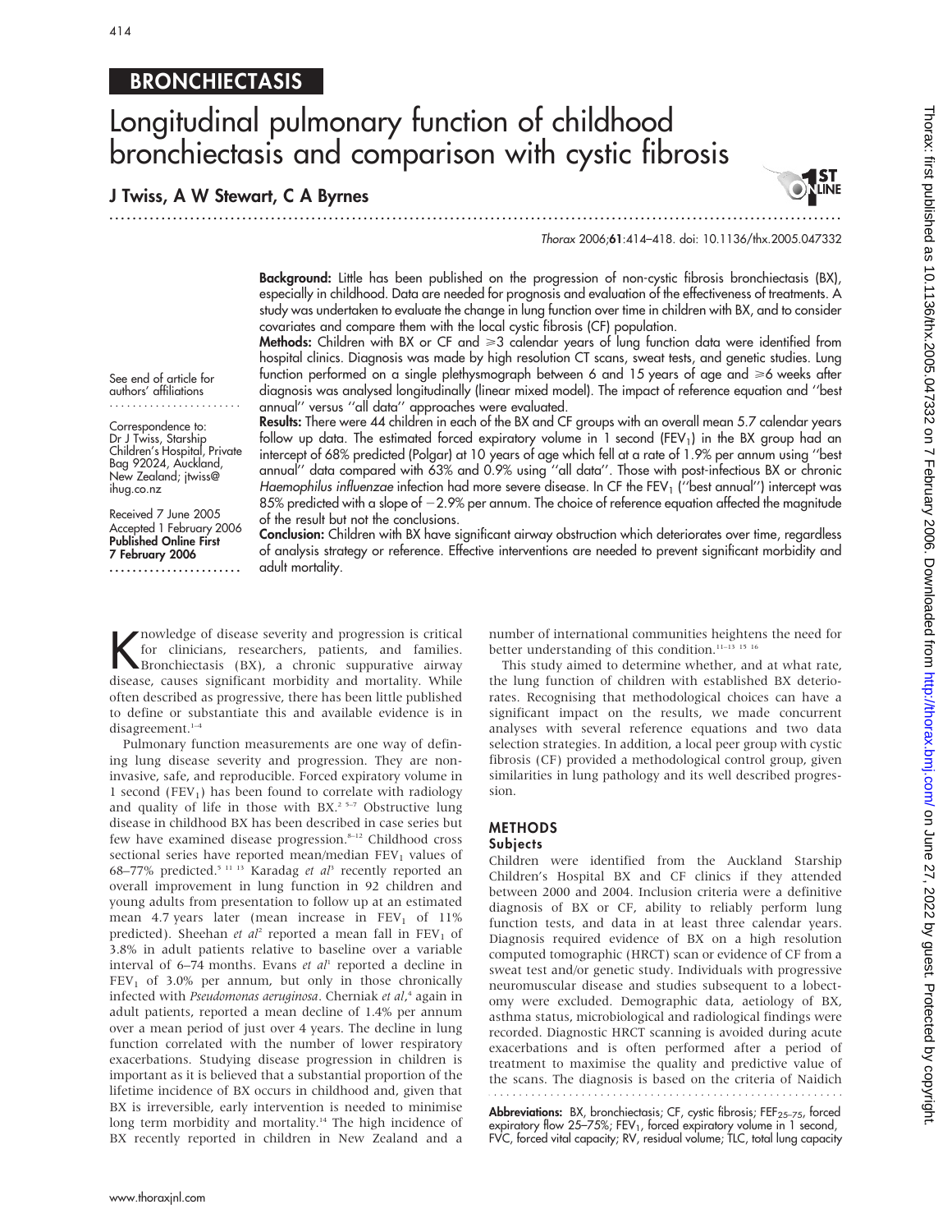BRONCHIECTASIS

# Longitudinal pulmonary function of childhood bronchiectasis and comparison with cystic fibrosis

**J Twiss, A W Stewart, C A Byrnes**

See end of article for authors' affiliations

Correspondence to: Dr J Twiss, Starship Children's Hospital, Private Bag 92024, Auckland, New Zealand; jtwiss@ihug.co.nz

Received 7 June 2005
Accepted 1 February 2006
**Published Online First 7 February 2006**

**Background:** Little has been published on the progression of non-cystic fibrosis bronchiectasis (BX), especially in childhood. Data are needed for prognosis and evaluation of the effectiveness of treatments. A study was undertaken to evaluate the change in lung function over time in children with BX, and to consider covariates and compare them with the local cystic fibrosis (CF) population.

**Methods:** Children with BX or CF and ≥3 calendar years of lung function data were identified from hospital clinics. Diagnosis was made by high resolution CT scans, sweat tests, and genetic studies. Lung function performed on a single plethysmograph between 6 and 15 years of age and ≥6 weeks after diagnosis was analysed longitudinally (linear mixed model). The impact of reference equation and "best annual" versus "all data" approaches were evaluated.

**Results:** There were 44 children in each of the BX and CF groups with an overall mean 5.7 calendar years follow up data. The estimated forced expiratory volume in 1 second ($FEV_1$) in the BX group had an intercept of 68% predicted (Polgar) at 10 years of age which fell at a rate of 1.9% per annum using "best annual" data compared with 63% and 0.9% using "all data". Those with post-infectious BX or chronic *Haemophilus influenzae* infection had more severe disease. In CF the $FEV_1$ ("best annual") intercept was 85% predicted with a slope of −2.9% per annum. The choice of reference equation affected the magnitude of the result but not the conclusions.

**Conclusion:** Children with BX have significant airway obstruction which deteriorates over time, regardless of analysis strategy or reference. Effective interventions are needed to prevent significant morbidity and adult mortality.

Knowledge of disease severity and progression is critical for clinicians, researchers, patients, and families. Bronchiectasis (BX), a chronic suppurative airway disease, causes significant morbidity and mortality. While often described as progressive, there has been little published to define or substantiate this and available evidence is in disagreement.[1–4]

Pulmonary function measurements are one way of defining lung disease severity and progression. They are non-invasive, safe, and reproducible. Forced expiratory volume in 1 second ($FEV_1$) has been found to correlate with radiology and quality of life in those with BX.[2 5–7] Obstructive lung disease in childhood BX has been described in case series but few have examined disease progression.[8–12] Childhood cross sectional series have reported mean/median $FEV_1$ values of 68–77% predicted.[5 11 13] Karadag *et al*[3] recently reported an overall improvement in lung function in 92 children and young adults from presentation to follow up at an estimated mean 4.7 years later (mean increase in $FEV_1$ of 11% predicted). Sheehan *et al*[2] reported a mean fall in $FEV_1$ of 3.8% in adult patients relative to baseline over a variable interval of 6–74 months. Evans *et al*[1] reported a decline in $FEV_1$ of 3.0% per annum, but only in those chronically infected with *Pseudomonas aeruginosa*. Cherniak *et al*,[4] again in adult patients, reported a mean decline of 1.4% per annum over a mean period of just over 4 years. The decline in lung function correlated with the number of lower respiratory exacerbations. Studying disease progression in children is important as it is believed that a substantial proportion of the lifetime incidence of BX occurs in childhood and, given that BX is irreversible, early intervention is needed to minimise long term morbidity and mortality.[14] The high incidence of BX recently reported in children in New Zealand and a number of international communities heightens the need for better understanding of this condition.[11–13 15 16]

This study aimed to determine whether, and at what rate, the lung function of children with established BX deteriorates. Recognising that methodological choices can have a significant impact on the results, we made concurrent analyses with several reference equations and two data selection strategies. In addition, a local peer group with cystic fibrosis (CF) provided a methodological control group, given similarities in lung pathology and its well described progression.

## METHODS

### Subjects

Children were identified from the Auckland Starship Children's Hospital BX and CF clinics if they attended between 2000 and 2004. Inclusion criteria were a definitive diagnosis of BX or CF, ability to reliably perform lung function tests, and data in at least three calendar years. Diagnosis required evidence of BX on a high resolution computed tomographic (HRCT) scan or evidence of CF from a sweat test and/or genetic study. Individuals with progressive neuromuscular disease and studies subsequent to a lobectomy were excluded. Demographic data, aetiology of BX, asthma status, microbiological and radiological findings were recorded. Diagnostic HRCT scanning is avoided during acute exacerbations and is often performed after a period of treatment to maximise the quality and predictive value of the scans. The diagnosis is based on the criteria of Naidich

**Abbreviations:** BX, bronchiectasis; CF, cystic fibrosis; $FEF_{25-75}$, forced expiratory flow 25–75%; $FEV_1$, forced expiratory volume in 1 second, FVC, forced vital capacity; RV, residual volume; TLC, total lung capacity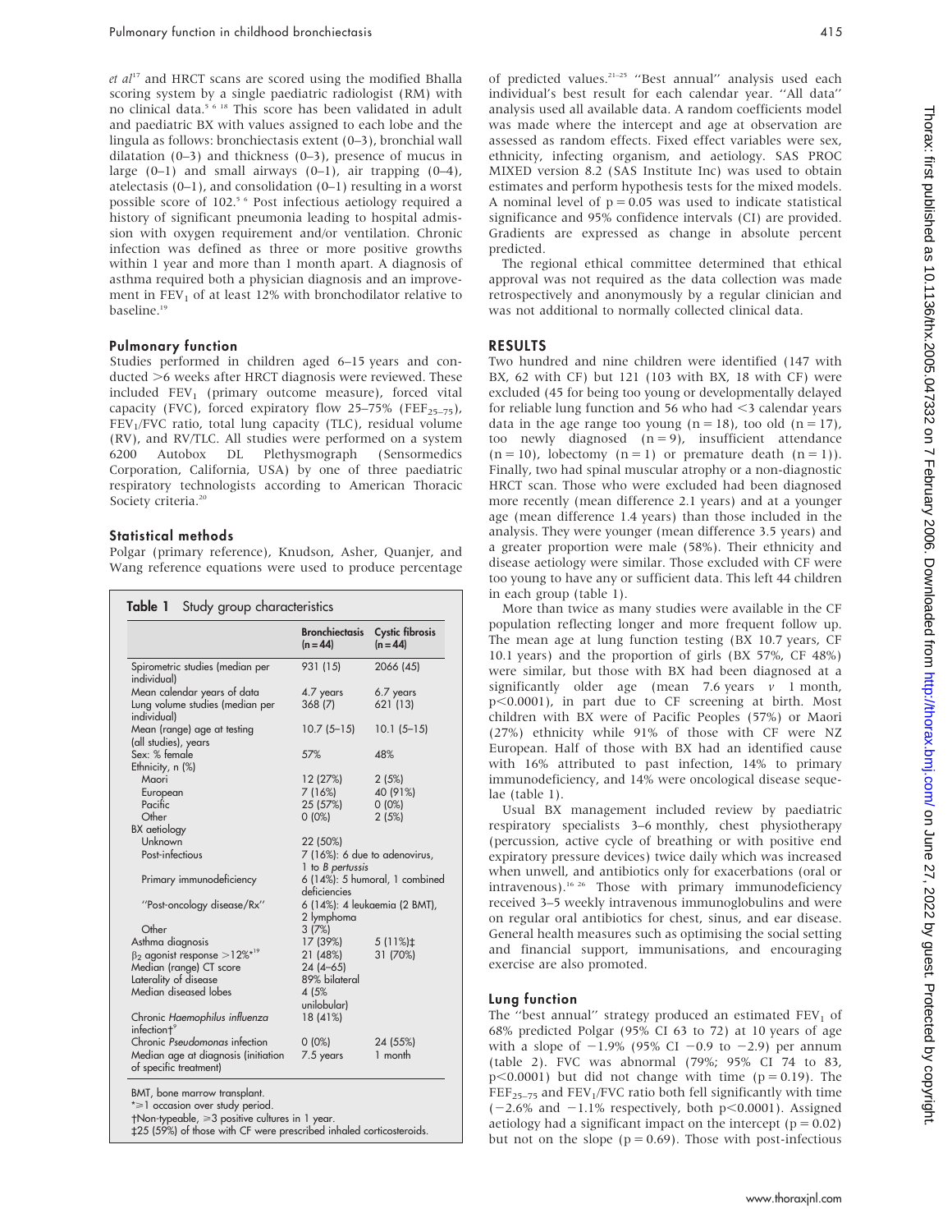*et al*[17] and HRCT scans are scored using the modified Bhalla scoring system by a single paediatric radiologist (RM) with no clinical data.[5 6 18] This score has been validated in adult and paediatric BX with values assigned to each lobe and the lingula as follows: bronchiectasis extent (0–3), bronchial wall dilatation (0–3) and thickness (0–3), presence of mucus in large (0–1) and small airways (0–1), air trapping (0–4), atelectasis (0–1), and consolidation (0–1) resulting in a worst possible score of 102.[5 6] Post infectious aetiology required a history of significant pneumonia leading to hospital admission with oxygen requirement and/or ventilation. Chronic infection was defined as three or more positive growths within 1 year and more than 1 month apart. A diagnosis of asthma required both a physician diagnosis and an improvement in $FEV_1$ of at least 12% with bronchodilator relative to baseline.[19]

### Pulmonary function

Studies performed in children aged 6–15 years and conducted >6 weeks after HRCT diagnosis were reviewed. These included $FEV_1$ (primary outcome measure), forced vital capacity (FVC), forced expiratory flow 25–75% ($FEF_{25-75}$), $FEV_1$/FVC ratio, total lung capacity (TLC), residual volume (RV), and RV/TLC. All studies were performed on a system 6200 Autobox DL Plethysmograph (Sensormedics Corporation, California, USA) by one of three paediatric respiratory technologists according to American Thoracic Society criteria.[20]

### Statistical methods

Polgar (primary reference), Knudson, Asher, Quanjer, and Wang reference equations were used to produce percentage of predicted values.[21–25] "Best annual" analysis used each individual's best result for each calendar year. "All data" analysis used all available data. A random coefficients model was made where the intercept and age at observation are assessed as random effects. Fixed effect variables were sex, ethnicity, infecting organism, and aetiology. SAS PROC MIXED version 8.2 (SAS Institute Inc) was used to obtain estimates and perform hypothesis tests for the mixed models. A nominal level of $p = 0.05$ was used to indicate statistical significance and 95% confidence intervals (CI) are provided. Gradients are expressed as change in absolute percent predicted.

The regional ethical committee determined that ethical approval was not required as the data collection was made retrospectively and anonymously by a regular clinician and was not additional to normally collected clinical data.

**Table 1** Study group characteristics

| | Bronchiectasis (n = 44) | Cystic fibrosis (n = 44) |
|---|---|---|
| Spirometric studies (median per individual) | 931 (15) | 2066 (45) |
| Mean calendar years of data | 4.7 years | 6.7 years |
| Lung volume studies (median per individual) | 368 (7) | 621 (13) |
| Mean (range) age at testing (all studies), years | 10.7 (5–15) | 10.1 (5–15) |
| Sex: % female | 57% | 48% |
| Ethnicity, n (%) | | |
| Maori | 12 (27%) | 2 (5%) |
| European | 7 (16%) | 40 (91%) |
| Pacific | 25 (57%) | 0 (0%) |
| Other | 0 (0%) | 2 (5%) |
| BX aetiology | | |
| Unknown | 22 (50%) | |
| Post-infectious | 7 (16%): 6 due to adenovirus, 1 to *B pertussis* | |
| Primary immunodeficiency | 6 (14%): 5 humoral, 1 combined deficiencies | |
| "Post-oncology disease/Rx" | 6 (14%): 4 leukaemia (2 BMT), 2 lymphoma | |
| Other | 3 (7%) | |
| Asthma diagnosis | 17 (39%) | 5 (11%)‡ |
| $\beta_2$ agonist response >12%*[19] | 21 (48%) | 31 (70%) |
| Median (range) CT score | 24 (4–65) | |
| Laterality of disease | 89% bilateral | |
| Median diseased lobes | 4 (5% unilobular) | |
| Chronic *Haemophilus influenza* infection†[9] | 18 (41%) | |
| Chronic *Pseudomonas* infection | 0 (0%) | 24 (55%) |
| Median age at diagnosis (initiation of specific treatment) | 7.5 years | 1 month |

BMT, bone marrow transplant.
*≥1 occasion over study period.
†Non-typeable, ≥3 positive cultures in 1 year.
‡25 (59%) of those with CF were prescribed inhaled corticosteroids.

## RESULTS

Two hundred and nine children were identified (147 with BX, 62 with CF) but 121 (103 with BX, 18 with CF) were excluded (45 for being too young or developmentally delayed for reliable lung function and 56 who had <3 calendar years data in the age range too young (n = 18), too old (n = 17), too newly diagnosed (n = 9), insufficient attendance (n = 10), lobectomy (n = 1) or premature death (n = 1)). Finally, two had spinal muscular atrophy or a non-diagnostic HRCT scan. Those who were excluded had been diagnosed more recently (mean difference 2.1 years) and at a younger age (mean difference 1.4 years) than those included in the analysis. They were younger (mean difference 3.5 years) and a greater proportion were male (58%). Their ethnicity and disease aetiology were similar. Those excluded with CF were too young to have any or sufficient data. This left 44 children in each group (table 1).

More than twice as many studies were available in the CF population reflecting longer and more frequent follow up. The mean age at lung function testing (BX 10.7 years, CF 10.1 years) and the proportion of girls (BX 57%, CF 48%) were similar, but those with BX had been diagnosed at a significantly older age (mean 7.6 years *v* 1 month, $p<0.0001$), in part due to CF screening at birth. Most children with BX were of Pacific Peoples (57%) or Maori (27%) ethnicity while 91% of those with CF were NZ European. Half of those with BX had an identified cause with 16% attributed to past infection, 14% to primary immunodeficiency, and 14% were oncological disease sequelae (table 1).

Usual BX management included review by paediatric respiratory specialists 3–6 monthly, chest physiotherapy (percussion, active cycle of breathing or with positive end expiratory pressure devices) twice daily which was increased when unwell, and antibiotics only for exacerbations (oral or intravenous).[16 26] Those with primary immunodeficiency received 3–5 weekly intravenous immunoglobulins and were on regular oral antibiotics for chest, sinus, and ear disease. General health measures such as optimising the social setting and financial support, immunisations, and encouraging exercise are also promoted.

### Lung function

The "best annual" strategy produced an estimated $FEV_1$ of 68% predicted Polgar (95% CI 63 to 72) at 10 years of age with a slope of −1.9% (95% CI −0.9 to −2.9) per annum (table 2). FVC was abnormal (79%; 95% CI 74 to 83, $p<0.0001$) but did not change with time ($p = 0.19$). The $FEF_{25-75}$ and $FEV_1$/FVC ratio both fell significantly with time (−2.6% and −1.1% respectively, both $p<0.0001$). Assigned aetiology had a significant impact on the intercept ($p = 0.02$) but not on the slope ($p = 0.69$). Those with post-infectious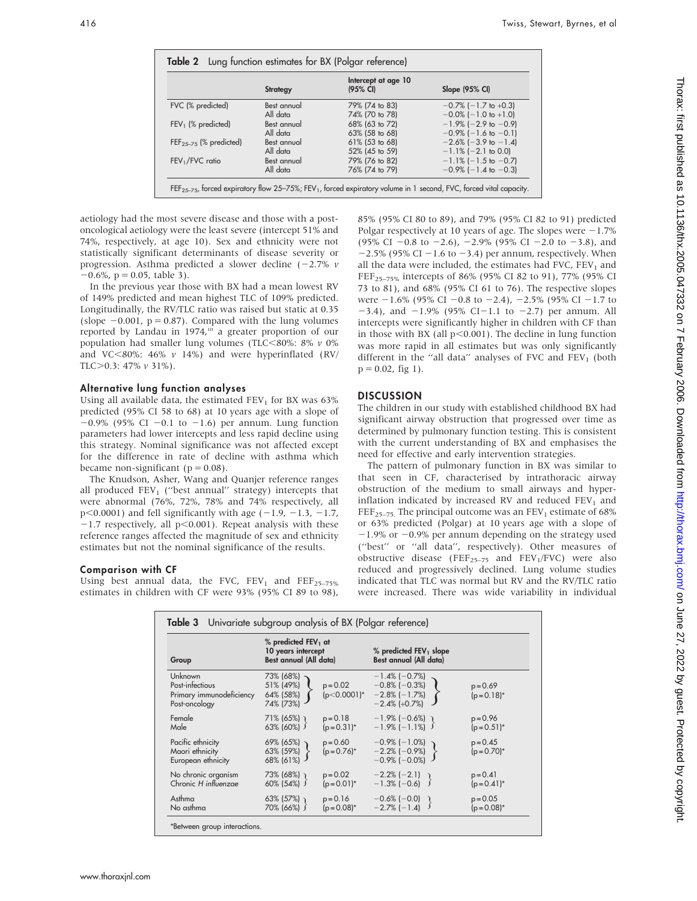**Table 2** Lung function estimates for BX (Polgar reference)

| | Strategy | Intercept at age 10 (95% CI) | Slope (95% CI) |
|---|---|---|---|
| FVC (% predicted) | Best annual | 79% (74 to 83) | −0.7% (−1.7 to +0.3) |
| | All data | 74% (70 to 78) | −0.0% (−1.0 to +1.0) |
| $FEV_1$ (% predicted) | Best annual | 68% (63 to 72) | −1.9% (−2.9 to −0.9) |
| | All data | 63% (58 to 68) | −0.9% (−1.6 to −0.1) |
| $FEF_{25-75}$ (% predicted) | Best annual | 61% (53 to 68) | −2.6% (−3.9 to −1.4) |
| | All data | 52% (45 to 59) | −1.1% (−2.1 to 0.0) |
| $FEV_1$/FVC ratio | Best annual | 79% (76 to 82) | −1.1% (−1.5 to −0.7) |
| | All data | 76% (74 to 79) | −0.9% (−1.4 to −0.3) |

$FEF_{25-75}$, forced expiratory flow 25–75%; $FEV_1$, forced expiratory volume in 1 second, FVC, forced vital capacity.

aetiology had the most severe disease and those with a post-oncological aetiology were the least severe (intercept 51% and 74%, respectively, at age 10). Sex and ethnicity were not statistically significant determinants of disease severity or progression. Asthma predicted a slower decline (−2.7% *v* −0.6%, p = 0.05, table 3).

In the previous year those with BX had a mean lowest RV of 149% predicted and mean highest TLC of 109% predicted. Longitudinally, the RV/TLC ratio was raised but static at 0.35 (slope −0.001, p = 0.87). Compared with the lung volumes reported by Landau in 1974,[10] a greater proportion of our population had smaller lung volumes (TLC<80%: 8% *v* 0% and VC<80%: 46% *v* 14%) and were hyperinflated (RV/TLC>0.3: 47% *v* 31%).

### Alternative lung function analyses

Using all available data, the estimated $FEV_1$ for BX was 63% predicted (95% CI 58 to 68) at 10 years age with a slope of −0.9% (95% CI −0.1 to −1.6) per annum. Lung function parameters had lower intercepts and less rapid decline using this strategy. Nominal significance was not affected except for the difference in rate of decline with asthma which became non-significant (p = 0.08).

The Knudson, Asher, Wang and Quanjer reference ranges all produced $FEV_1$ ("best annual" strategy) intercepts that were abnormal (76%, 72%, 78% and 74% respectively, all p<0.0001) and fell significantly with age (−1.9, −1.3, −1.7, −1.7 respectively, all p<0.001). Repeat analysis with these reference ranges affected the magnitude of sex and ethnicity estimates but not the nominal significance of the results.

### Comparison with CF

Using best annual data, the FVC, $FEV_1$ and $FEF_{25-75\%}$ estimates in children with CF were 93% (95% CI 89 to 98), 85% (95% CI 80 to 89), and 79% (95% CI 82 to 91) predicted Polgar respectively at 10 years of age. The slopes were −1.7% (95% CI −0.8 to −2.6), −2.9% (95% CI −2.0 to −3.8), and −2.5% (95% CI −1.6 to −3.4) per annum, respectively. When all the data were included, the estimates had FVC, $FEV_1$ and $FEF_{25-75\%}$ intercepts of 86% (95% CI 82 to 91), 77% (95% CI 73 to 81), and 68% (95% CI 61 to 76). The respective slopes were −1.6% (95% CI −0.8 to −2.4), −2.5% (95% CI −1.7 to −3.4), and −1.9% (95% CI−1.1 to −2.7) per annum. All intercepts were significantly higher in children with CF than in those with BX (all p<0.001). The decline in lung function was more rapid in all estimates but was only significantly different in the "all data" analyses of FVC and $FEV_1$ (both p = 0.02, fig 1).

## DISCUSSION

The children in our study with established childhood BX had significant airway obstruction that progressed over time as determined by pulmonary function testing. This is consistent with the current understanding of BX and emphasises the need for effective and early intervention strategies.

The pattern of pulmonary function in BX was similar to that seen in CF, characterised by intrathoracic airway obstruction of the medium to small airways and hyperinflation indicated by increased RV and reduced $FEV_1$ and $FEF_{25-75}$. The principal outcome was an $FEV_1$ estimate of 68% or 63% predicted (Polgar) at 10 years age with a slope of −1.9% or −0.9% per annum depending on the strategy used ("best" or "all data", respectively). Other measures of obstructive disease ($FEF_{25-75}$ and $FEV_1$/FVC) were also reduced and progressively declined. Lung volume studies indicated that TLC was normal but RV and the RV/TLC ratio were increased. There was wide variability in individual

**Table 3** Univariate subgroup analysis of BX (Polgar reference)

| Group | % predicted $FEV_1$ at 10 years intercept Best annual (All data) | | % predicted $FEV_1$ slope Best annual (All data) | |
|---|---|---|---|---|
| Unknown | 73% (68%) | p = 0.02 (p<0.0001)* | −1.4% (−0.7%) | p = 0.69 (p = 0.18)* |
| Post-infectious | 51% (49%) | | −0.8% (−0.3%) | |
| Primary immunodeficiency | 64% (58%) | | −2.8% (−1.7%) | |
| Post-oncology | 74% (73%) | | −2.4% (+0.7%) | |
| Female | 71% (65%) | p = 0.18 (p = 0.31)* | −1.9% (−0.6%) | p = 0.96 (p = 0.51)* |
| Male | 63% (60%) | | −1.9% (−1.1%) | |
| Pacific ethnicity | 69% (65%) | p = 0.60 (p = 0.76)* | −0.9% (−1.0%) | p = 0.45 (p = 0.70)* |
| Maori ethnicity | 63% (59%) | | −2.2% (−0.9%) | |
| European ethnicity | 68% (61%) | | −0.9% (−0.0%) | |
| No chronic organism | 73% (68%) | p = 0.02 (p = 0.01)* | −2.2% (−2.1) | p = 0.41 (p = 0.41)* |
| Chronic *H influenzae* | 60% (54%) | | −1.3% (−0.6) | |
| Asthma | 63% (57%) | p = 0.16 (p = 0.08)* | −0.6% (−0.0) | p = 0.05 (p = 0.08)* |
| No asthma | 70% (66%) | | −2.7% (−1.4) | |

*Between group interactions.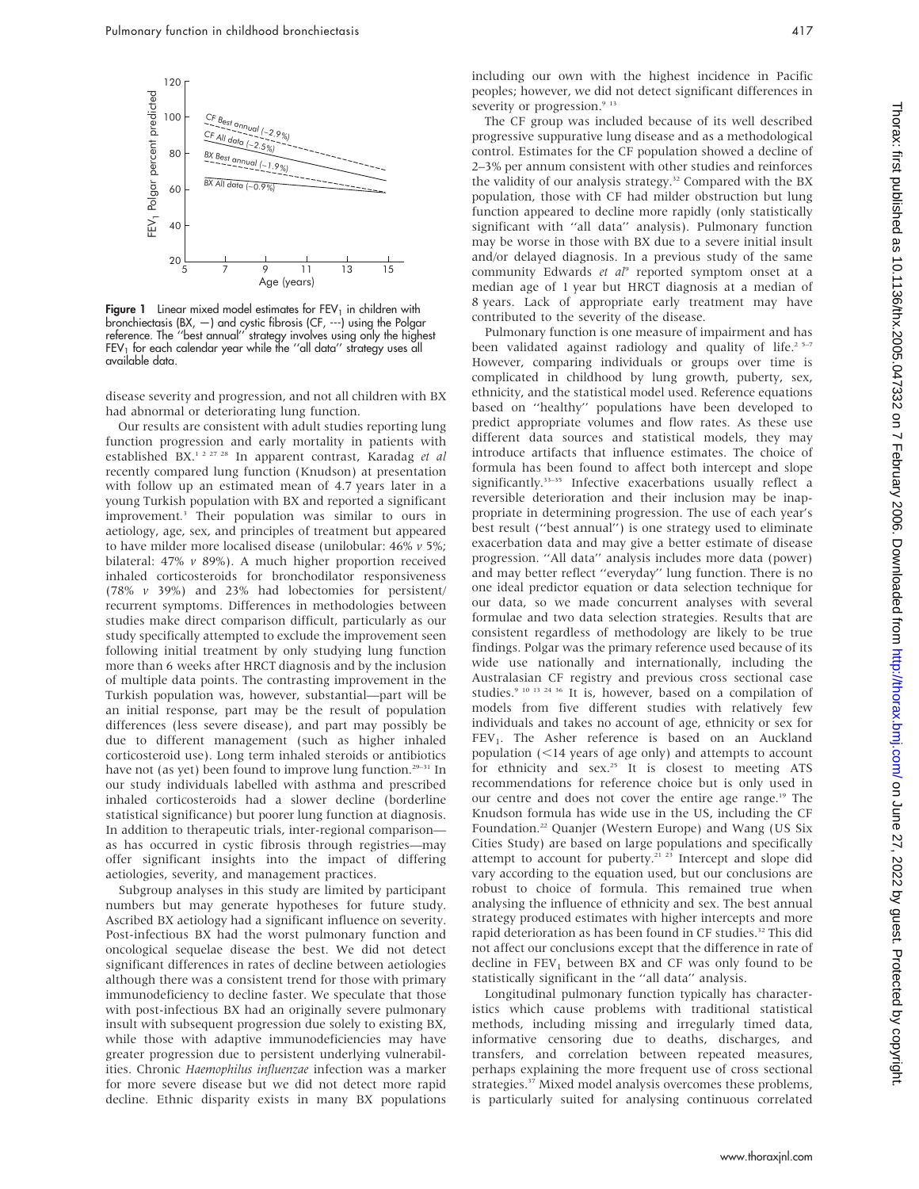120

100

80

60

40

20

FEV$_1$ Polgar percent predicted

5 7 9 11 13 15

Age (years)

CF Best annual (−2.9%)

CF All data (−2.5%)

BX Best annual (−1.9%)

BX All data (−0.9%)

**Figure 1** Linear mixed model estimates for FEV$_1$ in children with bronchiectasis (BX, —) and cystic fibrosis (CF, ---) using the Polgar reference. The "best annual" strategy involves using only the highest FEV$_1$ for each calendar year while the "all data" strategy uses all available data.

disease severity and progression, and not all children with BX had abnormal or deteriorating lung function.

Our results are consistent with adult studies reporting lung function progression and early mortality in patients with established BX.[1 2 27 28] In apparent contrast, Karadag *et al* recently compared lung function (Knudson) at presentation with follow up an estimated mean of 4.7 years later in a young Turkish population with BX and reported a significant improvement.[3] Their population was similar to ours in aetiology, age, sex, and principles of treatment but appeared to have milder more localised disease (unilobular: 46% *v* 5%; bilateral: 47% *v* 89%). A much higher proportion received inhaled corticosteroids for bronchodilator responsiveness (78% *v* 39%) and 23% had lobectomies for persistent/recurrent symptoms. Differences in methodologies between studies make direct comparison difficult, particularly as our study specifically attempted to exclude the improvement seen following initial treatment by only studying lung function more than 6 weeks after HRCT diagnosis and by the inclusion of multiple data points. The contrasting improvement in the Turkish population was, however, substantial—part will be an initial response, part may be the result of population differences (less severe disease), and part may possibly be due to different management (such as higher inhaled corticosteroid use). Long term inhaled steroids or antibiotics have not (as yet) been found to improve lung function.[29–31] In our study individuals labelled with asthma and prescribed inhaled corticosteroids had a slower decline (borderline statistical significance) but poorer lung function at diagnosis. In addition to therapeutic trials, inter-regional comparison—as has occurred in cystic fibrosis through registries—may offer significant insights into the impact of differing aetiologies, severity, and management practices.

Subgroup analyses in this study are limited by participant numbers but may generate hypotheses for future study. Ascribed BX aetiology had a significant influence on severity. Post-infectious BX had the worst pulmonary function and oncological sequelae disease the best. We did not detect significant differences in rates of decline between aetiologies although there was a consistent trend for those with primary immunodeficiency to decline faster. We speculate that those with post-infectious BX had an originally severe pulmonary insult with subsequent progression due solely to existing BX, while those with adaptive immunodeficiencies may have greater progression due to persistent underlying vulnerabilities. Chronic *Haemophilus influenzae* infection was a marker for more severe disease but we did not detect more rapid decline. Ethnic disparity exists in many BX populations including our own with the highest incidence in Pacific peoples; however, we did not detect significant differences in severity or progression.[9 13]

The CF group was included because of its well described progressive suppurative lung disease and as a methodological control. Estimates for the CF population showed a decline of 2–3% per annum consistent with other studies and reinforces the validity of our analysis strategy.[32] Compared with the BX population, those with CF had milder obstruction but lung function appeared to decline more rapidly (only statistically significant with "all data" analysis). Pulmonary function may be worse in those with BX due to a severe initial insult and/or delayed diagnosis. In a previous study of the same community Edwards *et al*[9] reported symptom onset at a median age of 1 year but HRCT diagnosis at a median of 8 years. Lack of appropriate early treatment may have contributed to the severity of the disease.

Pulmonary function is one measure of impairment and has been validated against radiology and quality of life.[2 5–7] However, comparing individuals or groups over time is complicated in childhood by lung growth, puberty, sex, ethnicity, and the statistical model used. Reference equations based on "healthy" populations have been developed to predict appropriate volumes and flow rates. As these use different data sources and statistical models, they may introduce artifacts that influence estimates. The choice of formula has been found to affect both intercept and slope significantly.[33–35] Infective exacerbations usually reflect a reversible deterioration and their inclusion may be inappropriate in determining progression. The use of each year's best result ("best annual") is one strategy used to eliminate exacerbation data and may give a better estimate of disease progression. "All data" analysis includes more data (power) and may better reflect "everyday" lung function. There is no one ideal predictor equation or data selection technique for our data, so we made concurrent analyses with several formulae and two data selection strategies. Results that are consistent regardless of methodology are likely to be true findings. Polgar was the primary reference used because of its wide use nationally and internationally, including the Australasian CF registry and previous cross sectional case studies.[9 10 13 24 36] It is, however, based on a compilation of models from five different studies with relatively few individuals and takes no account of age, ethnicity or sex for FEV$_1$. The Asher reference is based on an Auckland population (<14 years of age only) and attempts to account for ethnicity and sex.[25] It is closest to meeting ATS recommendations for reference choice but is only used in our centre and does not cover the entire age range.[19] The Knudson formula has wide use in the US, including the CF Foundation.[22] Quanjer (Western Europe) and Wang (US Six Cities Study) are based on large populations and specifically attempt to account for puberty.[21 23] Intercept and slope did vary according to the equation used, but our conclusions are robust to choice of formula. This remained true when analysing the influence of ethnicity and sex. The best annual strategy produced estimates with higher intercepts and more rapid deterioration as has been found in CF studies.[32] This did not affect our conclusions except that the difference in rate of decline in FEV$_1$ between BX and CF was only found to be statistically significant in the "all data" analysis.

Longitudinal pulmonary function typically has characteristics which cause problems with traditional statistical methods, including missing and irregularly timed data, informative censoring due to deaths, discharges, and transfers, and correlation between repeated measures, perhaps explaining the more frequent use of cross sectional strategies.[37] Mixed model analysis overcomes these problems, is particularly suited for analysing continuous correlated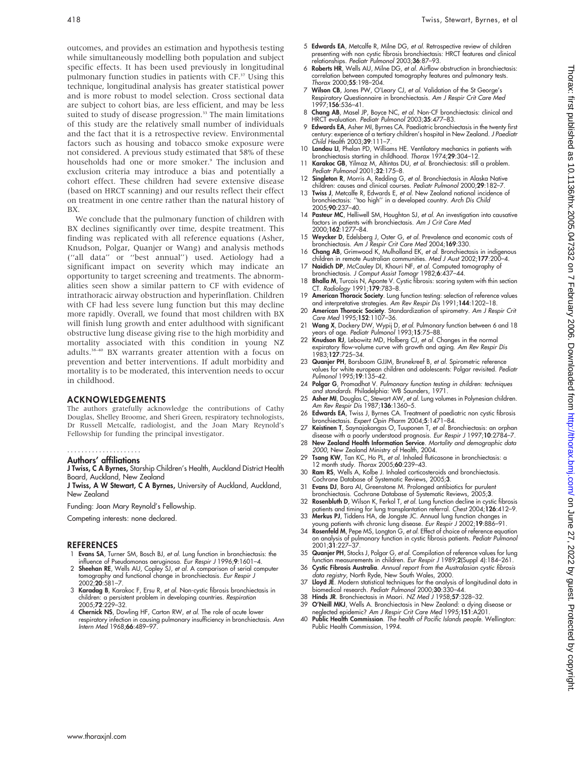outcomes, and provides an estimation and hypothesis testing while simultaneously modelling both population and subject specific effects. It has been used previously in longitudinal pulmonary function studies in patients with CF.[37] Using this technique, longitudinal analysis has greater statistical power and is more robust to model selection. Cross sectional data are subject to cohort bias, are less efficient, and may be less suited to study of disease progression.[33] The main limitations of this study are the relatively small number of individuals and the fact that it is a retrospective review. Environmental factors such as housing and tobacco smoke exposure were not considered. A previous study estimated that 58% of these households had one or more smoker.[9] The inclusion and exclusion criteria may introduce a bias and potentially a cohort effect. These children had severe extensive disease (based on HRCT scanning) and our results reflect their effect on treatment in one centre rather than the natural history of BX.

We conclude that the pulmonary function of children with BX declines significantly over time, despite treatment. This finding was replicated with all reference equations (Asher, Knudson, Polgar, Quanjer or Wang) and analysis methods (''all data'' or ''best annual'') used. Aetiology had a significant impact on severity which may indicate an opportunity to target screening and treatments. The abnormalities seen show a similar pattern to CF with evidence of intrathoracic airway obstruction and hyperinflation. Children with CF had less severe lung function but this may decline more rapidly. Overall, we found that most children with BX will finish lung growth and enter adulthood with significant obstructive lung disease giving rise to the high morbidity and mortality associated with this condition in young NZ adults.[38–40] BX warrants greater attention with a focus on prevention and better interventions. If adult morbidity and mortality is to be moderated, this intervention needs to occur in childhood.

## ACKNOWLEDGEMENTS

The authors gratefully acknowledge the contributions of Cathy Douglas, Shelley Broome, and Sheri Green, respiratory technologists, Dr Russell Metcalfe, radiologist, and the Joan Mary Reynold's Fellowship for funding the principal investigator.

### Authors' affiliations

**J Twiss, C A Byrnes,** Starship Children's Health, Auckland District Health Board, Auckland, New Zealand

**J Twiss, A W Stewart, C A Byrnes,** University of Auckland, Auckland, New Zealand

Funding: Joan Mary Reynold's Fellowship.

Competing interests: none declared.

## REFERENCES

1. **Evans SA**, Turner SM, Bosch BJ, *et al*. Lung function in bronchiectasis: the influence of Pseudomonas aeruginosa. *Eur Respir J* 1996;**9**:1601–4.
2. **Sheehan RE**, Wells AU, Copley SJ, *et al*. A comparison of serial computer tomography and functional change in bronchiectasis. *Eur Respir J* 2002;**20**:581–7.
3. **Karadag B**, Karakoc F, Ersu R, *et al*. Non-cystic fibrosis bronchiectasis in children: a persistent problem in developing countries. *Respiration* 2005;**72**:229–32.
4. **Chernick NS**, Dowling HF, Carton RW, *et al*. The role of acute lower respiratory infection in causing pulmonary insufficiency in bronchiectasis. *Ann Intern Med* 1968;**66**:489–97.
5. **Edwards EA**, Metcalfe R, Milne DG, *et al*. Retrospective review of children presenting with non cystic fibrosis bronchiectasis: HRCT features and clinical relationships. *Pediatr Pulmonol* 2003;**36**:87–93.
6. **Roberts HR**, Wells AU, Milne DG, *et al*. Airflow obstruction in bronchiectasis: correlation between computed tomography features and pulmonary tests. *Thorax* 2000;**55**:198–204.
7. **Wilson CB**, Jones PW, O'Leary CJ, *et al*. Validation of the St George's Respiratory Questionnaire in bronchiectasis. *Am J Respir Crit Care Med* 1997;**156**:536–41.
8. **Chang AB**, Masel JP, Boyce NC, *et al*. Non-CF bronchiectasis: clinical and HRCT evaluation. *Pediatr Pulmonol* 2003;**35**:477–83.
9. **Edwards EA**, Asher MI, Byrnes CA. Paediatric bronchiectasis in the twenty first century: experience of a tertiary children's hospital in New Zealand. *J Paediatr Child Health* 2003;**39**:111–7.
10. **Landau LI**, Phelan PD, Williams HE. Ventilatory mechanics in patients with bronchiectasis starting in childhood. *Thorax* 1974;**29**:304–12.
11. **Karakoc GB**, Yilmaz M, Altintas DU, *et al*. Bronchiectasis: still a problem. *Pediatr Pulmonol* 2001;**32**:175–8.
12. **Singleton R**, Morris A, Redding G, *et al*. Bronchiectasis in Alaska Native children: causes and clinical courses. *Pediatr Pulmonol* 2000;**29**:182–7.
13. **Twiss J**, Metcalfe R, Edwards E, *et al*. New Zealand national incidence of bronchiectasis: ''too high'' in a developed country. *Arch Dis Child* 2005;**90**:237–40.
14. **Pasteur MC**, Helliwell SM, Houghton SJ, *et al*. An investigation into causative factors in patients with bronchiectasis. *Am J Crit Care Med* 2000;**162**:1277–84.
15. **Weycker D**, Edelsberg J, Oster G, *et al*. Prevalence and economic costs of bronchiectasis. *Am J Respir Crit Care Med* 2004;**169**:330.
16. **Chang AB**, Grimwood K, Mulholland EK, *et al*. Bronchiectasis in indigenous children in remote Australian communities. *Med J Aust* 2002;**177**:200–4.
17. **Naidich DP**, McCauley DI, Khouri NF, *et al*. Computed tomography of bronchiectasis. *J Comput Assist Tomogr* 1982;**6**:437–44.
18. **Bhalla M**, Turcois N, Aponte V. Cystic fibrosis: scoring system with thin section CT. *Radiology* 1991;**179**:783–8.
19. **American Thoracic Society**. Lung function testing: selection of reference values and interpretative strategies. *Am Rev Respir Dis* 1991;**144**:1202–18.
20. **American Thoracic Society**. Standardization of spirometry. *Am J Respir Crit Care Med* 1995;**152**:1107–36.
21. **Wang X**, Dockery DW, Wypij D, *et al*. Pulmonary function between 6 and 18 years of age. *Pediatr Pulmonol* 1993;**15**:75–88.
22. **Knudson RJ**, Lebowitz MD, Holberg CJ, *et al*. Changes in the normal expiratory flow-volume curve with growth and aging. *Am Rev Respir Dis* 1983;**127**:725–34.
23. **Quanjer PH**, Borsboom GJJM, Brunekreef B, *et al*. Spirometric reference values for white european children and adolescents: Polgar revisited. *Pediatr Pulmonol* 1995;**19**:135–42.
24. **Polgar G**, Promadhat V. *Pulmonary function testing in children: techniques and standards*. Philadelphia: WB Saunders, 1971.
25. **Asher MI**, Douglas C, Stewart AW, *et al*. Lung volumes in Polynesian children. *Am Rev Respir Dis* 1987;**136**:1360–5.
26. **Edwards EA**, Twiss J, Byrnes CA. Treatment of paediatric non cystic fibrosis bronchiectasis. *Expert Opin Pharm* 2004;**5**:1471–84.
27. **Keistinen T**, Saynajakangas O, Tuuponen T, *et al*. Bronchiectasis: an orphan disease with a poorly understood prognosis. *Eur Respir J* 1997;**10**:2784–7.
28. **New Zealand Health Information Service**. *Mortality and demographic data 2000*, New Zealand Ministry of Health, 2004.
29. **Tsang KW**, Tan KC, Ho PL, *et al*. Inhaled fluticasone in bronchiectasis: a 12 month study. *Thorax* 2005;**60**:239–43.
30. **Ram RS**, Wells A, Kolbe J. Inhaled corticosteroids and bronchiectasis. Cochrane Database of Systematic Reviews, 2005;**3**.
31. **Evans DJ**, Bara AI, Greenstone M. Prolonged antibiotics for purulent bronchiectasis. Cochrane Database of Systematic Reviews, 2005;**3**.
32. **Rosenbluth D**, Wilson K, Ferkol T, *et al*. Lung function decline in cystic fibrosis patients and timing for lung transplantation referral. *Chest* 2004;**126**:412–9.
33. **Merkus PJ**, Tiddens HA, de Jongste JC. Annual lung function changes in young patients with chronic lung disease. *Eur Respir J* 2002;**19**:886–91.
34. **Rosenfeld M**, Pepe MS, Longton G, *et al*. Effect of choice of reference equation on analysis of pulmonary function in cystic fibrosis patients. *Pediatr Pulmonol* 2001;**31**:227–37.
35. **Quanjer PH**, Stocks J, Polgar G, *et al*. Compilation of reference values for lung function measurements in children. *Eur Respir J* 1989;**2**(Suppl 4):184–261.
36. **Cystic Fibrosis Australia**. *Annual report from the Australasian cystic fibrosis data registry*, North Ryde, New South Wales, 2000.
37. **Lloyd JE**. Modern statistical techniques for the analysis of longitudinal data in biomedical research. *Pediatr Pulmonol* 2000;**30**:330–44.
38. **Hinds JR**. Bronchiectasis in Maori. *NZ Med J* 1958;**57**:328–32.
39. **O'Neill MKJ**, Wells A. Bronchiectasis in New Zealand: a dying disease or neglected epidemic? *Am J Respir Crit Care Med* 1995;**151**:A201.
40. **Public Health Commission**. *The health of Pacific Islands people*. Wellington: Public Health Commission, 1994.